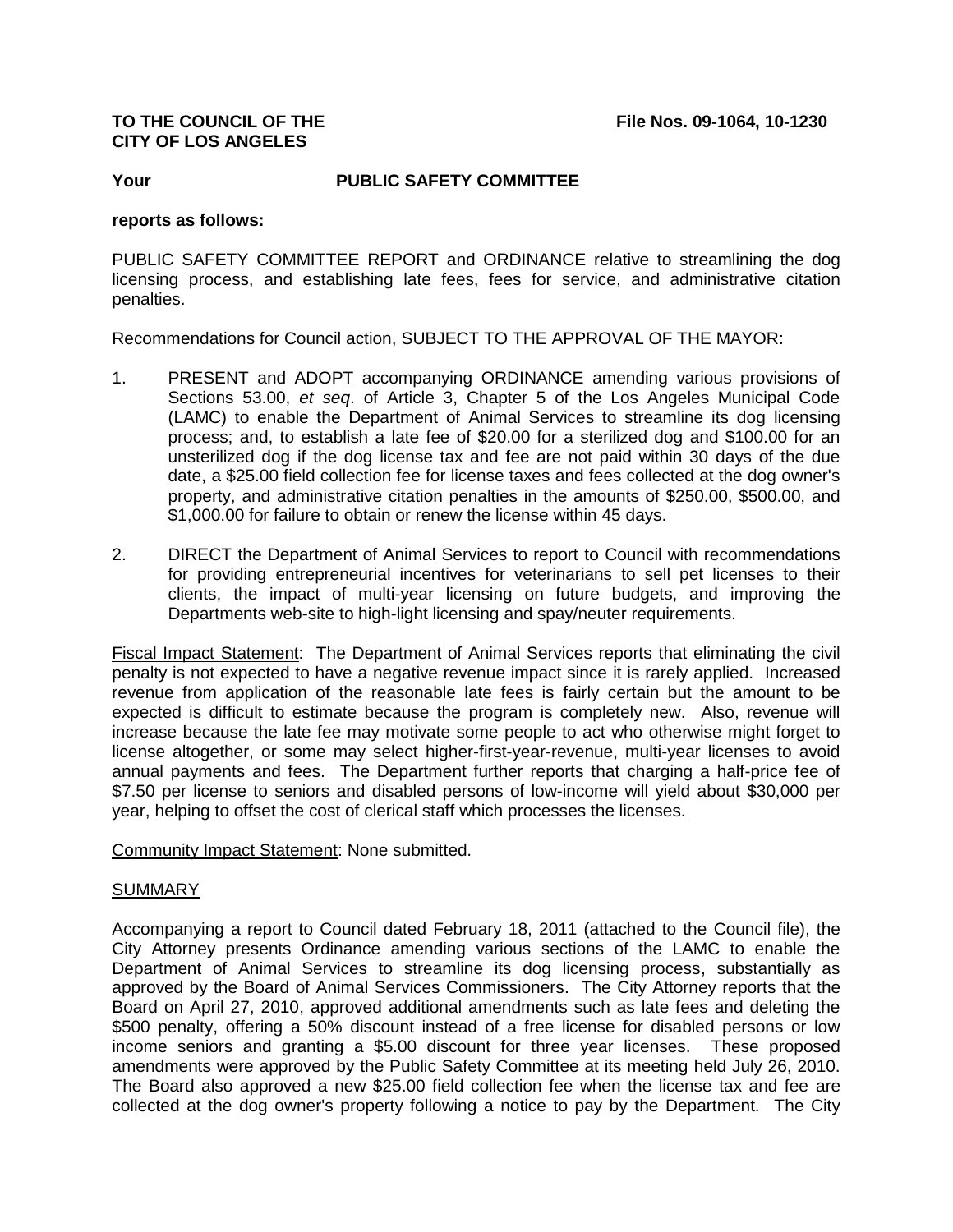**TO THE COUNCIL OF THE CITY OF LOS ANGELES** **File Nos. 09-1064, 10-1230**

**Your PUBLIC SAFETY COMMITTEE**

**reports as follows:**

PUBLIC SAFETY COMMITTEE REPORT and ORDINANCE relative to streamlining the dog licensing process, and establishing late fees, fees for service, and administrative citation penalties.

Recommendations for Council action, SUBJECT TO THE APPROVAL OF THE MAYOR:

1. PRESENT and ADOPT accompanying ORDINANCE amending various provisions of Sections 53.00, *et seq*. of Article 3, Chapter 5 of the Los Angeles Municipal Code (LAMC) to enable the Department of Animal Services to streamline its dog licensing process; and, to establish a late fee of $20.00 for a sterilized dog and $100.00 for an unsterilized dog if the dog license tax and fee are not paid within 30 days of the due date, a $25.00 field collection fee for license taxes and fees collected at the dog owner's property, and administrative citation penalties in the amounts of $250.00, $500.00, and $1,000.00 for failure to obtain or renew the license within 45 days.

2. DIRECT the Department of Animal Services to report to Council with recommendations for providing entrepreneurial incentives for veterinarians to sell pet licenses to their clients, the impact of multi-year licensing on future budgets, and improving the Departments web-site to high-light licensing and spay/neuter requirements.

Fiscal Impact Statement: The Department of Animal Services reports that eliminating the civil penalty is not expected to have a negative revenue impact since it is rarely applied. Increased revenue from application of the reasonable late fees is fairly certain but the amount to be expected is difficult to estimate because the program is completely new. Also, revenue will increase because the late fee may motivate some people to act who otherwise might forget to license altogether, or some may select higher-first-year-revenue, multi-year licenses to avoid annual payments and fees. The Department further reports that charging a half-price fee of $7.50 per license to seniors and disabled persons of low-income will yield about $30,000 per year, helping to offset the cost of clerical staff which processes the licenses.

Community Impact Statement: None submitted.

## SUMMARY

Accompanying a report to Council dated February 18, 2011 (attached to the Council file), the City Attorney presents Ordinance amending various sections of the LAMC to enable the Department of Animal Services to streamline its dog licensing process, substantially as approved by the Board of Animal Services Commissioners. The City Attorney reports that the Board on April 27, 2010, approved additional amendments such as late fees and deleting the $500 penalty, offering a 50% discount instead of a free license for disabled persons or low income seniors and granting a $5.00 discount for three year licenses. These proposed amendments were approved by the Public Safety Committee at its meeting held July 26, 2010. The Board also approved a new $25.00 field collection fee when the license tax and fee are collected at the dog owner's property following a notice to pay by the Department. The City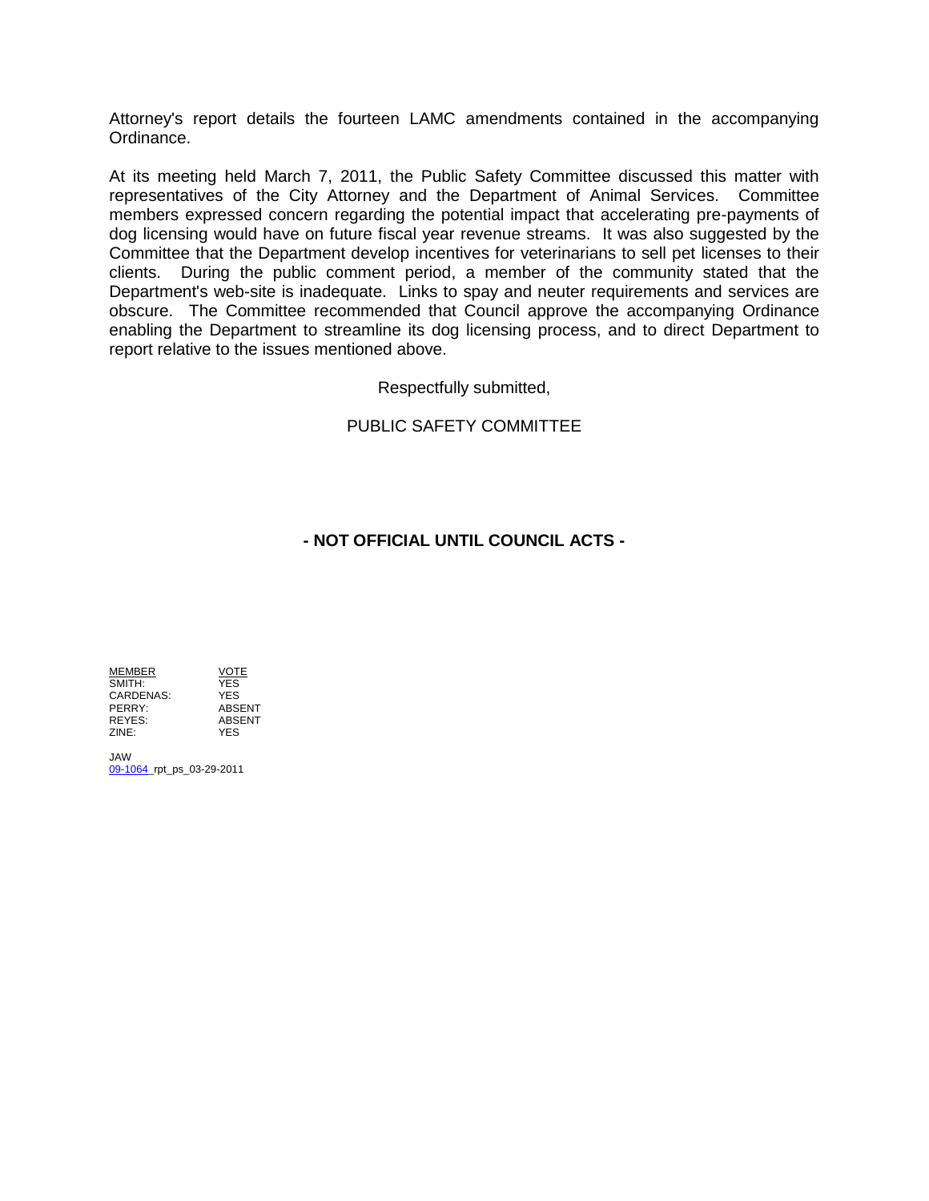Attorney's report details the fourteen LAMC amendments contained in the accompanying Ordinance.

At its meeting held March 7, 2011, the Public Safety Committee discussed this matter with representatives of the City Attorney and the Department of Animal Services. Committee members expressed concern regarding the potential impact that accelerating pre-payments of dog licensing would have on future fiscal year revenue streams. It was also suggested by the Committee that the Department develop incentives for veterinarians to sell pet licenses to their clients. During the public comment period, a member of the community stated that the Department's web-site is inadequate. Links to spay and neuter requirements and services are obscure. The Committee recommended that Council approve the accompanying Ordinance enabling the Department to streamline its dog licensing process, and to direct Department to report relative to the issues mentioned above.

Respectfully submitted,

PUBLIC SAFETY COMMITTEE

**- NOT OFFICIAL UNTIL COUNCIL ACTS -**

| MEMBER | VOTE |
|---|---|
| SMITH: | YES |
| CARDENAS: | YES |
| PERRY: | ABSENT |
| REYES: | ABSENT |
| ZINE: | YES |

JAW
09-1064_rpt_ps_03-29-2011